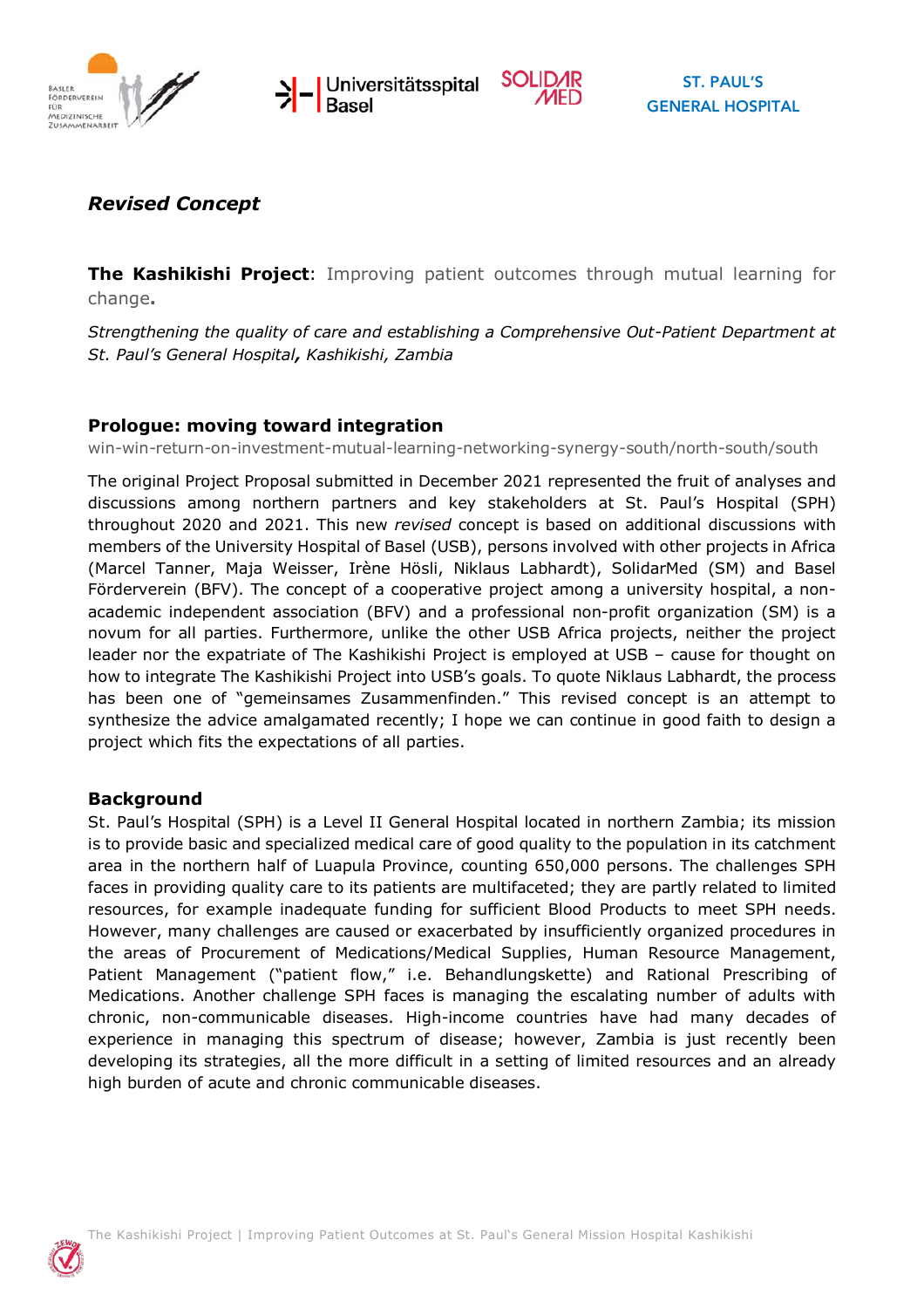## *Revised Concept*

**The Kashikishi Project**: Improving patient outcomes through mutual learning for change**.**

*Strengthening the quality of care and establishing a Comprehensive Out-Patient Department at St. Paul's General Hospital**,** Kashikishi, Zambia*

### Prologue: moving toward integration

win-win-return-on-investment-mutual-learning-networking-synergy-south/north-south/south

The original Project Proposal submitted in December 2021 represented the fruit of analyses and discussions among northern partners and key stakeholders at St. Paul's Hospital (SPH) throughout 2020 and 2021. This new *revised* concept is based on additional discussions with members of the University Hospital of Basel (USB), persons involved with other projects in Africa (Marcel Tanner, Maja Weisser, Irène Hösli, Niklaus Labhardt), SolidarMed (SM) and Basel Förderverein (BFV). The concept of a cooperative project among a university hospital, a non-academic independent association (BFV) and a professional non-profit organization (SM) is a novum for all parties. Furthermore, unlike the other USB Africa projects, neither the project leader nor the expatriate of The Kashikishi Project is employed at USB – cause for thought on how to integrate The Kashikishi Project into USB's goals. To quote Niklaus Labhardt, the process has been one of "gemeinsames Zusammenfinden." This revised concept is an attempt to synthesize the advice amalgamated recently; I hope we can continue in good faith to design a project which fits the expectations of all parties.

### Background

St. Paul's Hospital (SPH) is a Level II General Hospital located in northern Zambia; its mission is to provide basic and specialized medical care of good quality to the population in its catchment area in the northern half of Luapula Province, counting 650,000 persons. The challenges SPH faces in providing quality care to its patients are multifaceted; they are partly related to limited resources, for example inadequate funding for sufficient Blood Products to meet SPH needs. However, many challenges are caused or exacerbated by insufficiently organized procedures in the areas of Procurement of Medications/Medical Supplies, Human Resource Management, Patient Management ("patient flow," i.e. Behandlungskette) and Rational Prescribing of Medications. Another challenge SPH faces is managing the escalating number of adults with chronic, non-communicable diseases. High-income countries have had many decades of experience in managing this spectrum of disease; however, Zambia is just recently been developing its strategies, all the more difficult in a setting of limited resources and an already high burden of acute and chronic communicable diseases.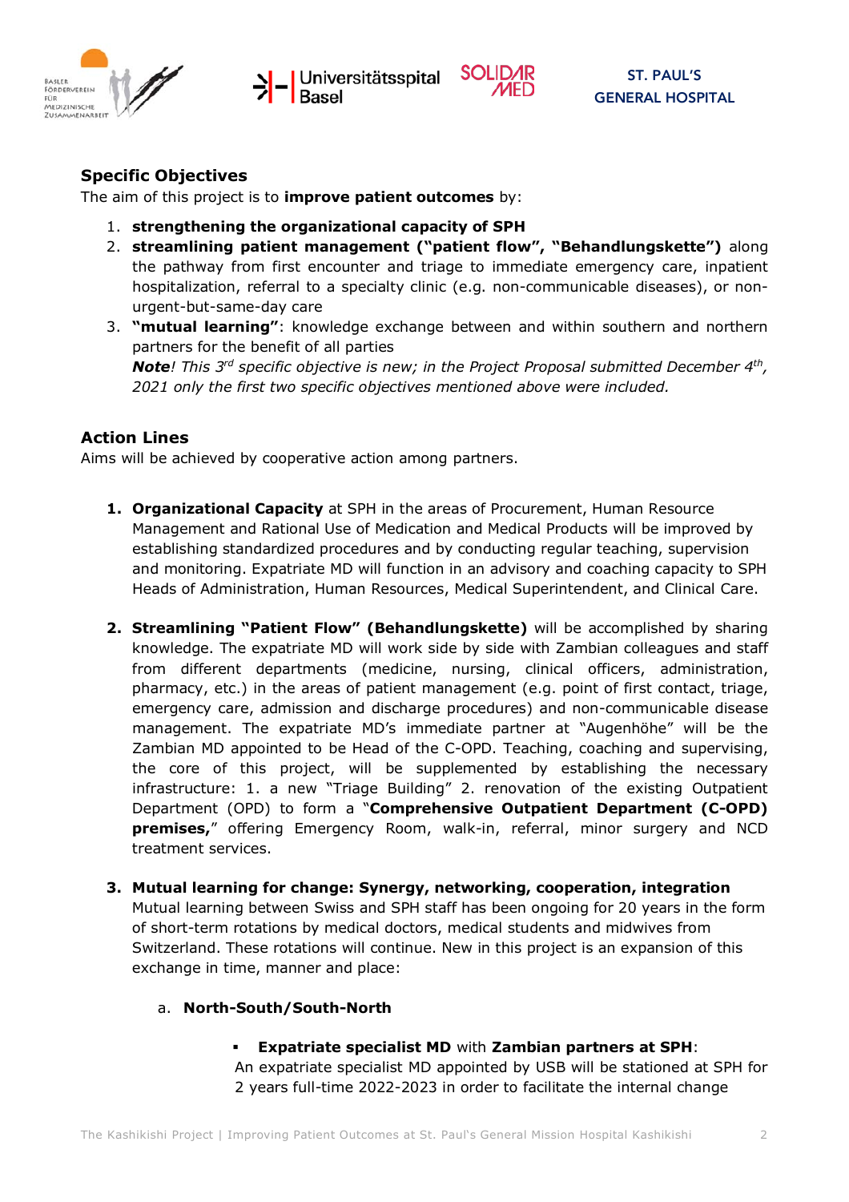## Specific Objectives

The aim of this project is to **improve patient outcomes** by:

1. **strengthening the organizational capacity of SPH**
2. **streamlining patient management ("patient flow", "Behandlungskette")** along the pathway from first encounter and triage to immediate emergency care, inpatient hospitalization, referral to a specialty clinic (e.g. non-communicable diseases), or non-urgent-but-same-day care
3. **"mutual learning"**: knowledge exchange between and within southern and northern partners for the benefit of all parties
   ***Note****! This 3rd specific objective is new; in the Project Proposal submitted December 4th, 2021 only the first two specific objectives mentioned above were included.*

## Action Lines

Aims will be achieved by cooperative action among partners.

1. **Organizational Capacity** at SPH in the areas of Procurement, Human Resource Management and Rational Use of Medication and Medical Products will be improved by establishing standardized procedures and by conducting regular teaching, supervision and monitoring. Expatriate MD will function in an advisory and coaching capacity to SPH Heads of Administration, Human Resources, Medical Superintendent, and Clinical Care.

2. **Streamlining "Patient Flow" (Behandlungskette)** will be accomplished by sharing knowledge. The expatriate MD will work side by side with Zambian colleagues and staff from different departments (medicine, nursing, clinical officers, administration, pharmacy, etc.) in the areas of patient management (e.g. point of first contact, triage, emergency care, admission and discharge procedures) and non-communicable disease management. The expatriate MD's immediate partner at "Augenhöhe" will be the Zambian MD appointed to be Head of the C-OPD. Teaching, coaching and supervising, the core of this project, will be supplemented by establishing the necessary infrastructure: 1. a new "Triage Building" 2. renovation of the existing Outpatient Department (OPD) to form a "**Comprehensive Outpatient Department (C-OPD) premises,**" offering Emergency Room, walk-in, referral, minor surgery and NCD treatment services.

3. **Mutual learning for change: Synergy, networking, cooperation, integration**
   Mutual learning between Swiss and SPH staff has been ongoing for 20 years in the form of short-term rotations by medical doctors, medical students and midwives from Switzerland. These rotations will continue. New in this project is an expansion of this exchange in time, manner and place:

   a. **North-South/South-North**

      - **Expatriate specialist MD** with **Zambian partners at SPH**:
        An expatriate specialist MD appointed by USB will be stationed at SPH for 2 years full-time 2022-2023 in order to facilitate the internal change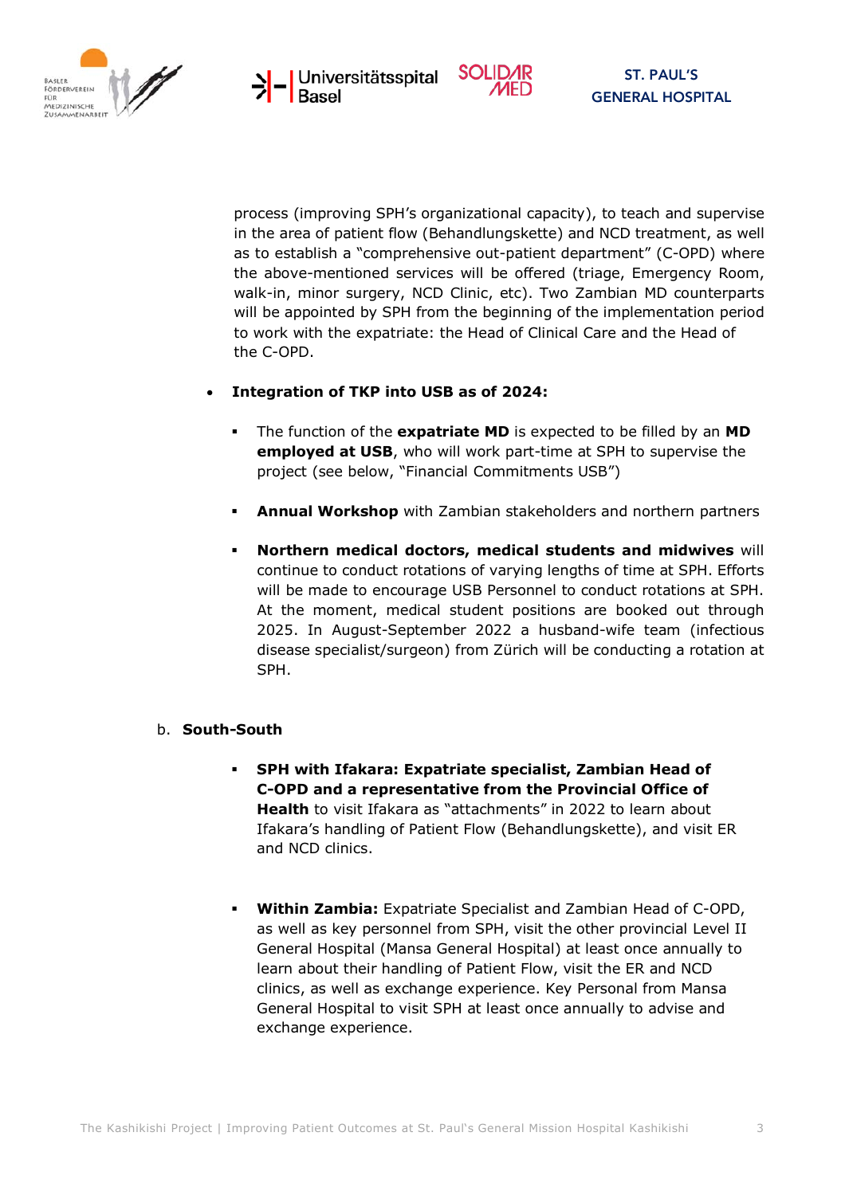process (improving SPH's organizational capacity), to teach and supervise in the area of patient flow (Behandlungskette) and NCD treatment, as well as to establish a "comprehensive out-patient department" (C-OPD) where the above-mentioned services will be offered (triage, Emergency Room, walk-in, minor surgery, NCD Clinic, etc). Two Zambian MD counterparts will be appointed by SPH from the beginning of the implementation period to work with the expatriate: the Head of Clinical Care and the Head of the C-OPD.

- **Integration of TKP into USB as of 2024:**
  - The function of the **expatriate MD** is expected to be filled by an **MD employed at USB**, who will work part-time at SPH to supervise the project (see below, "Financial Commitments USB")
  - **Annual Workshop** with Zambian stakeholders and northern partners
  - **Northern medical doctors, medical students and midwives** will continue to conduct rotations of varying lengths of time at SPH. Efforts will be made to encourage USB Personnel to conduct rotations at SPH. At the moment, medical student positions are booked out through 2025. In August-September 2022 a husband-wife team (infectious disease specialist/surgeon) from Zürich will be conducting a rotation at SPH.

b. **South-South**

- **SPH with Ifakara: Expatriate specialist, Zambian Head of C-OPD and a representative from the Provincial Office of Health** to visit Ifakara as "attachments" in 2022 to learn about Ifakara's handling of Patient Flow (Behandlungskette), and visit ER and NCD clinics.

- **Within Zambia:** Expatriate Specialist and Zambian Head of C-OPD, as well as key personnel from SPH, visit the other provincial Level II General Hospital (Mansa General Hospital) at least once annually to learn about their handling of Patient Flow, visit the ER and NCD clinics, as well as exchange experience. Key Personal from Mansa General Hospital to visit SPH at least once annually to advise and exchange experience.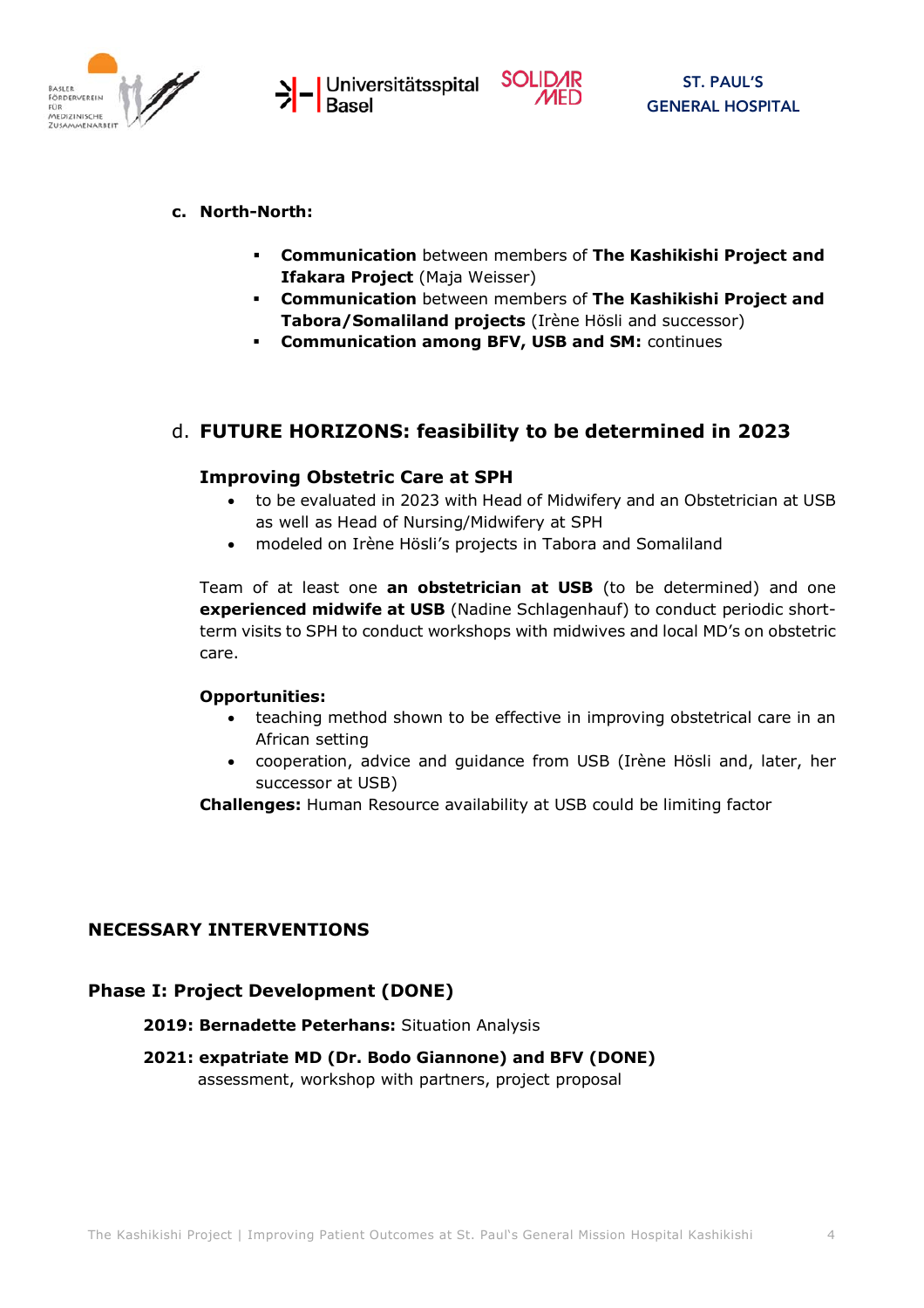c. **North-North:**

- **Communication** between members of **The Kashikishi Project and Ifakara Project** (Maja Weisser)
- **Communication** between members of **The Kashikishi Project and Tabora/Somaliland projects** (Irène Hösli and successor)
- **Communication among BFV, USB and SM:** continues

## d. FUTURE HORIZONS: feasibility to be determined in 2023

### Improving Obstetric Care at SPH

- to be evaluated in 2023 with Head of Midwifery and an Obstetrician at USB as well as Head of Nursing/Midwifery at SPH
- modeled on Irène Hösli's projects in Tabora and Somaliland

Team of at least one **an obstetrician at USB** (to be determined) and one **experienced midwife at USB** (Nadine Schlagenhauf) to conduct periodic short-term visits to SPH to conduct workshops with midwives and local MD's on obstetric care.

**Opportunities:**

- teaching method shown to be effective in improving obstetrical care in an African setting
- cooperation, advice and guidance from USB (Irène Hösli and, later, her successor at USB)

**Challenges:** Human Resource availability at USB could be limiting factor

## NECESSARY INTERVENTIONS

### Phase I: Project Development (DONE)

**2019: Bernadette Peterhans:** Situation Analysis

**2021: expatriate MD (Dr. Bodo Giannone) and BFV (DONE)**
assessment, workshop with partners, project proposal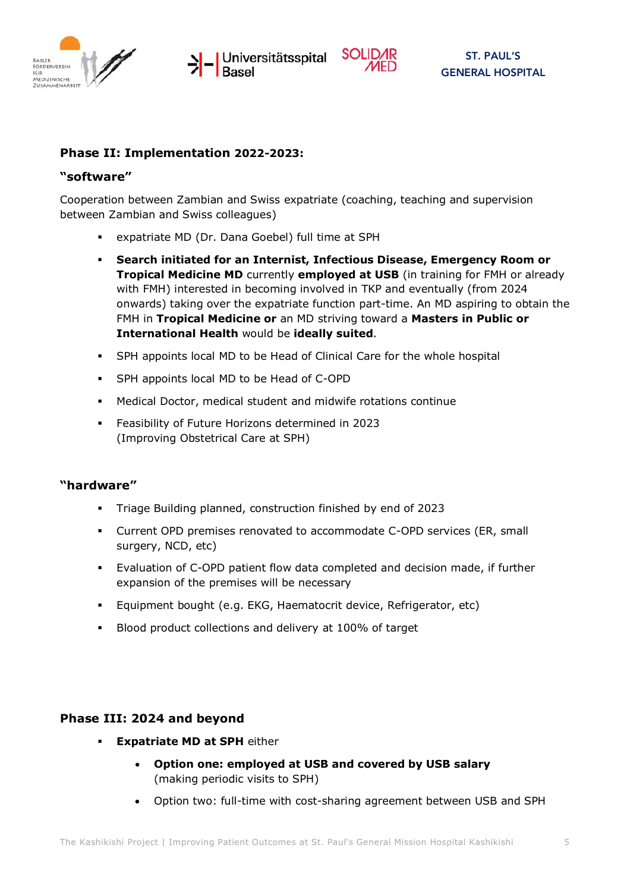## Phase II: Implementation 2022-2023:

### "software"

Cooperation between Zambian and Swiss expatriate (coaching, teaching and supervision between Zambian and Swiss colleagues)

- expatriate MD (Dr. Dana Goebel) full time at SPH
- **Search initiated for an Internist, Infectious Disease, Emergency Room or Tropical Medicine MD** currently **employed at USB** (in training for FMH or already with FMH) interested in becoming involved in TKP and eventually (from 2024 onwards) taking over the expatriate function part-time. An MD aspiring to obtain the FMH in **Tropical Medicine or** an MD striving toward a **Masters in Public or International Health** would be **ideally suited**.
- SPH appoints local MD to be Head of Clinical Care for the whole hospital
- SPH appoints local MD to be Head of C-OPD
- Medical Doctor, medical student and midwife rotations continue
- Feasibility of Future Horizons determined in 2023 (Improving Obstetrical Care at SPH)

### "hardware"

- Triage Building planned, construction finished by end of 2023
- Current OPD premises renovated to accommodate C-OPD services (ER, small surgery, NCD, etc)
- Evaluation of C-OPD patient flow data completed and decision made, if further expansion of the premises will be necessary
- Equipment bought (e.g. EKG, Haematocrit device, Refrigerator, etc)
- Blood product collections and delivery at 100% of target

## Phase III: 2024 and beyond

- **Expatriate MD at SPH** either
  - **Option one: employed at USB and covered by USB salary** (making periodic visits to SPH)
  - Option two: full-time with cost-sharing agreement between USB and SPH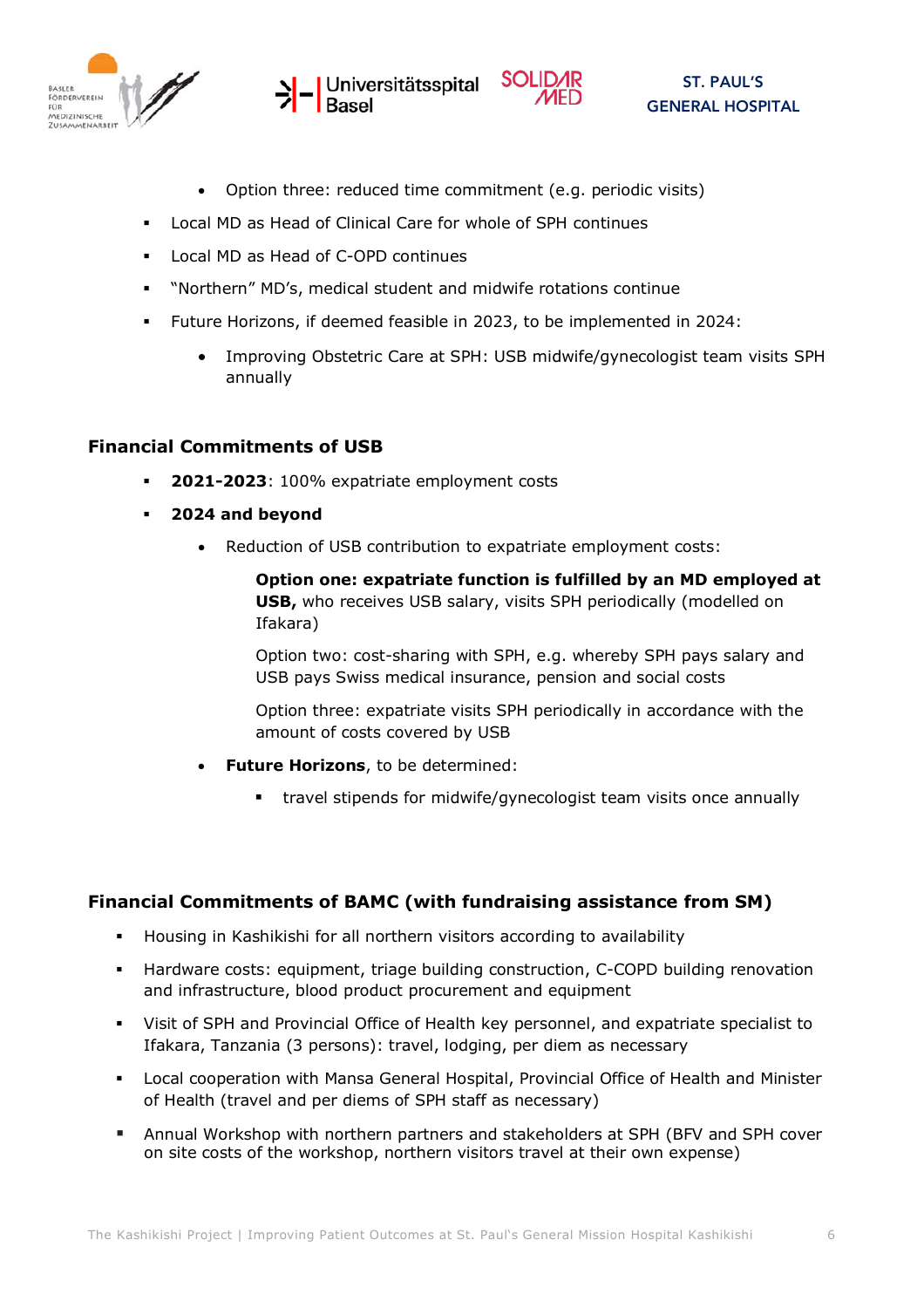- Option three: reduced time commitment (e.g. periodic visits)
- Local MD as Head of Clinical Care for whole of SPH continues
- Local MD as Head of C-OPD continues
- "Northern" MD's, medical student and midwife rotations continue
- Future Horizons, if deemed feasible in 2023, to be implemented in 2024:
  - Improving Obstetric Care at SPH: USB midwife/gynecologist team visits SPH annually

### Financial Commitments of USB

- **2021-2023**: 100% expatriate employment costs
- **2024 and beyond**
  - Reduction of USB contribution to expatriate employment costs:

    **Option one: expatriate function is fulfilled by an MD employed at USB,** who receives USB salary, visits SPH periodically (modelled on Ifakara)

    Option two: cost-sharing with SPH, e.g. whereby SPH pays salary and USB pays Swiss medical insurance, pension and social costs

    Option three: expatriate visits SPH periodically in accordance with the amount of costs covered by USB

  - **Future Horizons**, to be determined:
    - travel stipends for midwife/gynecologist team visits once annually

### Financial Commitments of BAMC (with fundraising assistance from SM)

- Housing in Kashikishi for all northern visitors according to availability
- Hardware costs: equipment, triage building construction, C-COPD building renovation and infrastructure, blood product procurement and equipment
- Visit of SPH and Provincial Office of Health key personnel, and expatriate specialist to Ifakara, Tanzania (3 persons): travel, lodging, per diem as necessary
- Local cooperation with Mansa General Hospital, Provincial Office of Health and Minister of Health (travel and per diems of SPH staff as necessary)
- Annual Workshop with northern partners and stakeholders at SPH (BFV and SPH cover on site costs of the workshop, northern visitors travel at their own expense)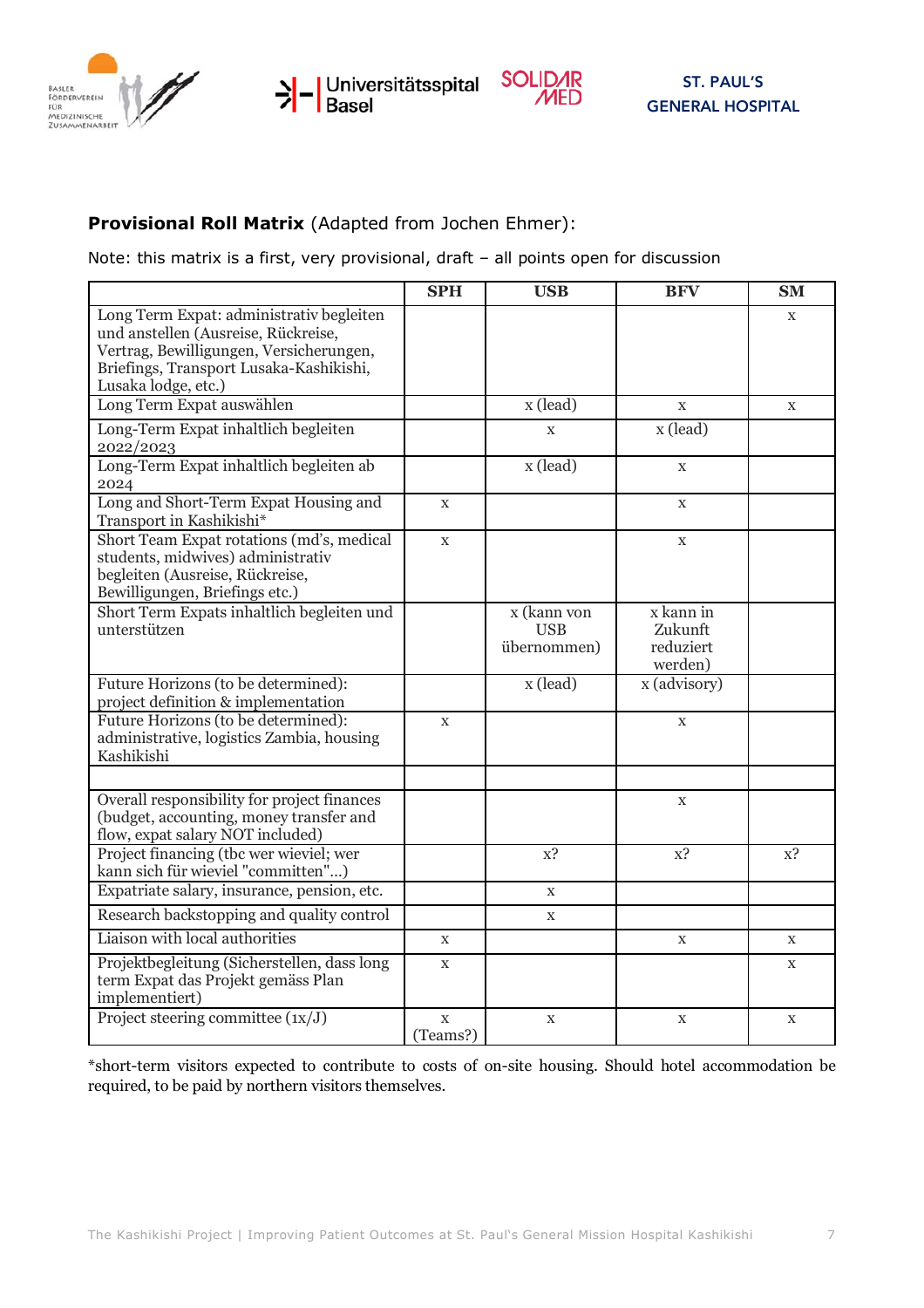**Provisional Roll Matrix** (Adapted from Jochen Ehmer):

Note: this matrix is a first, very provisional, draft – all points open for discussion

| | SPH | USB | BFV | SM |
|---|---|---|---|---|
| Long Term Expat: administrativ begleiten und anstellen (Ausreise, Rückreise, Vertrag, Bewilligungen, Versicherungen, Briefings, Transport Lusaka-Kashikishi, Lusaka lodge, etc.) | | | | x |
| Long Term Expat auswählen | | x (lead) | x | x |
| Long-Term Expat inhaltlich begleiten 2022/2023 | | x | x (lead) | |
| Long-Term Expat inhaltlich begleiten ab 2024 | | x (lead) | x | |
| Long and Short-Term Expat Housing and Transport in Kashikishi* | x | | x | |
| Short Team Expat rotations (md's, medical students, midwives) administrativ begleiten (Ausreise, Rückreise, Bewilligungen, Briefings etc.) | x | | x | |
| Short Term Expats inhaltlich begleiten und unterstützen | | x (kann von USB übernommen) | x kann in Zukunft reduziert werden) | |
| Future Horizons (to be determined): project definition & implementation | | x (lead) | x (advisory) | |
| Future Horizons (to be determined): administrative, logistics Zambia, housing Kashikishi | x | | x | |
| | | | | |
| Overall responsibility for project finances (budget, accounting, money transfer and flow, expat salary NOT included) | | | x | |
| Project financing (tbc wer wieviel; wer kann sich für wieviel "committen"…) | | x? | x? | x? |
| Expatriate salary, insurance, pension, etc. | | x | | |
| Research backstopping and quality control | | x | | |
| Liaison with local authorities | x | | x | x |
| Projektbegleitung (Sicherstellen, dass long term Expat das Projekt gemäss Plan implementiert) | x | | | x |
| Project steering committee (1x/J) | x (Teams?) | x | x | x |

*short-term visitors expected to contribute to costs of on-site housing. Should hotel accommodation be required, to be paid by northern visitors themselves.